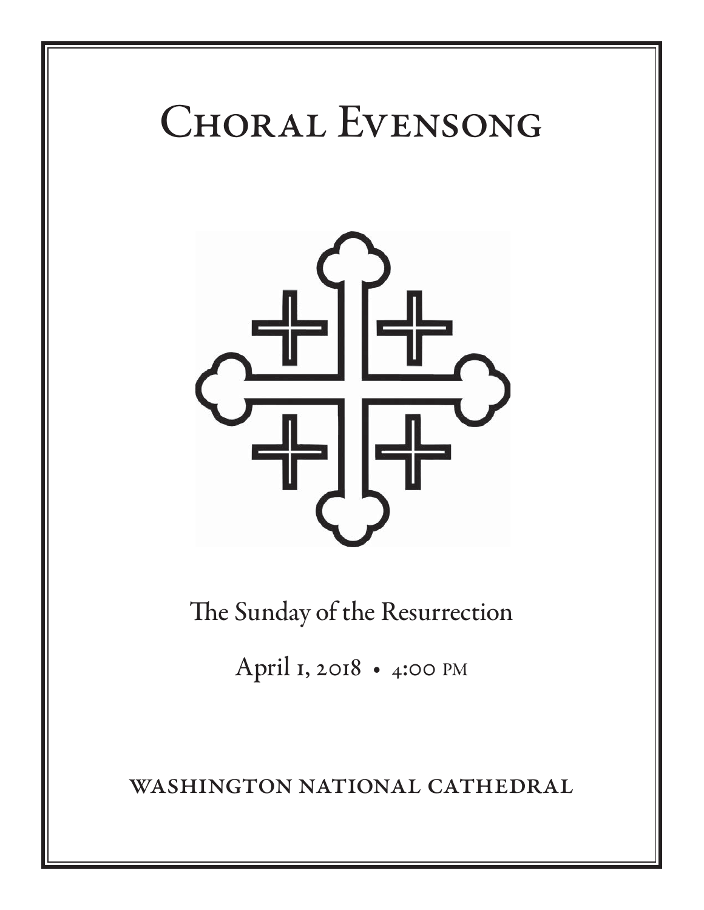# Choral Evensong

The Sunday of the Resurrection

April 1, 2018 • 4:00 PM

WASHINGTON NATIONAL CATHEDRAL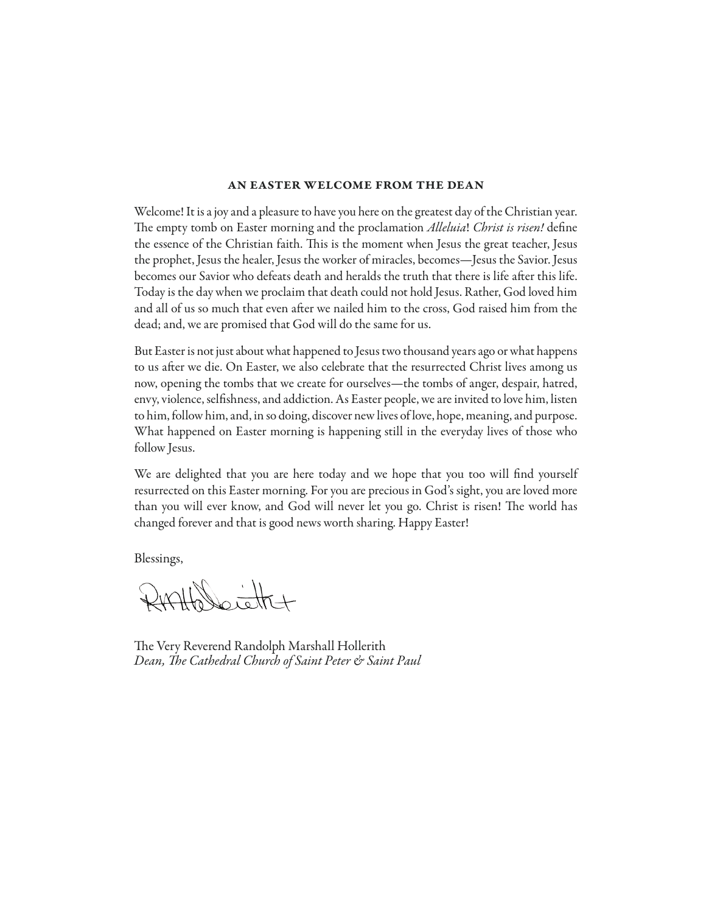## AN EASTER WELCOME FROM THE DEAN

Welcome! It is a joy and a pleasure to have you here on the greatest day of the Christian year. The empty tomb on Easter morning and the proclamation *Alleluia*! *Christ is risen!* define the essence of the Christian faith. This is the moment when Jesus the great teacher, Jesus the prophet, Jesus the healer, Jesus the worker of miracles, becomes—Jesus the Savior. Jesus becomes our Savior who defeats death and heralds the truth that there is life after this life. Today is the day when we proclaim that death could not hold Jesus. Rather, God loved him and all of us so much that even after we nailed him to the cross, God raised him from the dead; and, we are promised that God will do the same for us.

But Easter is not just about what happened to Jesus two thousand years ago or what happens to us after we die. On Easter, we also celebrate that the resurrected Christ lives among us now, opening the tombs that we create for ourselves—the tombs of anger, despair, hatred, envy, violence, selfishness, and addiction. As Easter people, we are invited to love him, listen to him, follow him, and, in so doing, discover new lives of love, hope, meaning, and purpose. What happened on Easter morning is happening still in the everyday lives of those who follow Jesus.

We are delighted that you are here today and we hope that you too will find yourself resurrected on this Easter morning. For you are precious in God's sight, you are loved more than you will ever know, and God will never let you go. Christ is risen! The world has changed forever and that is good news worth sharing. Happy Easter!

Blessings,

The Very Reverend Randolph Marshall Hollerith
*Dean, The Cathedral Church of Saint Peter & Saint Paul*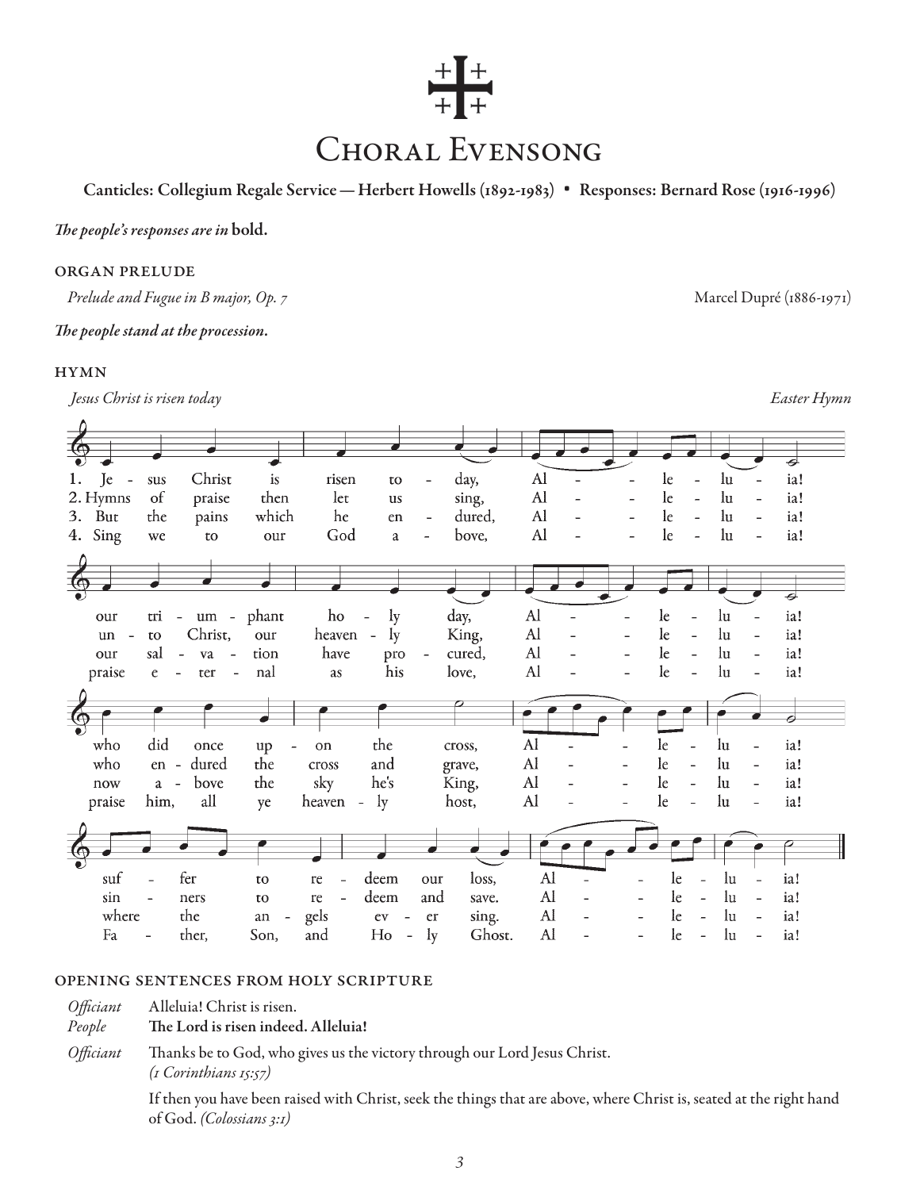# Choral Evensong

**Canticles: Collegium Regale Service — Herbert Howells (1892-1983) • Responses: Bernard Rose (1916-1996)**

*The people's responses are in* **bold.**

## ORGAN PRELUDE

*Prelude and Fugue in B major, Op. 7* — Marcel Dupré (1886-1971)

***The people stand at the procession.***

## HYMN

*Jesus Christ is risen today* — *Easter Hymn*

1. Je - sus Christ is risen to - day, Al - - le - lu - ia!
our tri - um - phant ho - ly day, Al - - le - lu - ia!
who did once up - on the cross, Al - - le - lu - ia!
suf - fer to re - deem our loss, Al - - le - lu - ia!

2. Hymns of praise then let us sing, Al - - le - lu - ia!
un - to Christ, our heaven - ly King, Al - - le - lu - ia!
who en - dured the cross and grave, Al - - le - lu - ia!
sin - ners to re - deem and save. Al - - le - lu - ia!

3. But the pains which he en - dured, Al - - le - lu - ia!
our sal - va - tion have pro - cured, Al - - le - lu - ia!
now a - bove the sky he's King, Al - - le - lu - ia!
where the an - gels ev - er sing. Al - - le - lu - ia!

4. Sing we to our God a - bove, Al - - le - lu - ia!
praise e - ter - nal as his love, Al - - le - lu - ia!
praise him, all ye heaven - ly host, Al - - le - lu - ia!
Fa - ther, Son, and Ho - ly Ghost. Al - - le - lu - ia!

## OPENING SENTENCES FROM HOLY SCRIPTURE

*Officiant* Alleluia! Christ is risen.
*People* **The Lord is risen indeed. Alleluia!**

*Officiant* Thanks be to God, who gives us the victory through our Lord Jesus Christ. *(1 Corinthians 15:57)*

If then you have been raised with Christ, seek the things that are above, where Christ is, seated at the right hand of God. *(Colossians 3:1)*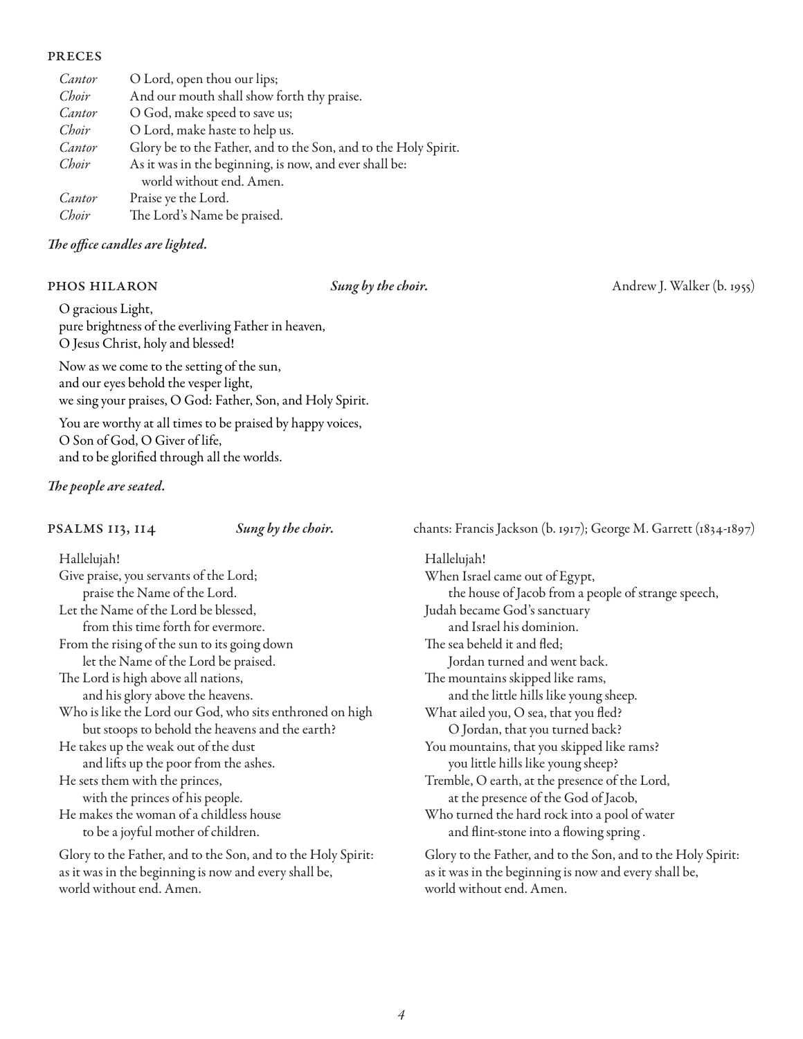## PRECES

| | |
|---|---|
| *Cantor* | O Lord, open thou our lips; |
| *Choir* | And our mouth shall show forth thy praise. |
| *Cantor* | O God, make speed to save us; |
| *Choir* | O Lord, make haste to help us. |
| *Cantor* | Glory be to the Father, and to the Son, and to the Holy Spirit. |
| *Choir* | As it was in the beginning, is now, and ever shall be: world without end. Amen. |
| *Cantor* | Praise ye the Lord. |
| *Choir* | The Lord's Name be praised. |

***The office candles are lighted.***

## PHOS HILARON

***Sung by the choir.*** Andrew J. Walker (b. 1955)

O gracious Light,
pure brightness of the everliving Father in heaven,
O Jesus Christ, holy and blessed!

Now as we come to the setting of the sun,
and our eyes behold the vesper light,
we sing your praises, O God: Father, Son, and Holy Spirit.

You are worthy at all times to be praised by happy voices,
O Son of God, O Giver of life,
and to be glorified through all the worlds.

***The people are seated.***

## PSALMS 113, 114

***Sung by the choir.*** chants: Francis Jackson (b. 1917); George M. Garrett (1834-1897)

Hallelujah!
Give praise, you servants of the Lord;
praise the Name of the Lord.
Let the Name of the Lord be blessed,
from this time forth for evermore.
From the rising of the sun to its going down
let the Name of the Lord be praised.
The Lord is high above all nations,
and his glory above the heavens.
Who is like the Lord our God, who sits enthroned on high
but stoops to behold the heavens and the earth?
He takes up the weak out of the dust
and lifts up the poor from the ashes.
He sets them with the princes,
with the princes of his people.
He makes the woman of a childless house
to be a joyful mother of children.

Glory to the Father, and to the Son, and to the Holy Spirit:
as it was in the beginning is now and every shall be,
world without end. Amen.

Hallelujah!
When Israel came out of Egypt,
the house of Jacob from a people of strange speech,
Judah became God's sanctuary
and Israel his dominion.
The sea beheld it and fled;
Jordan turned and went back.
The mountains skipped like rams,
and the little hills like young sheep.
What ailed you, O sea, that you fled?
O Jordan, that you turned back?
You mountains, that you skipped like rams?
you little hills like young sheep?
Tremble, O earth, at the presence of the Lord,
at the presence of the God of Jacob,
Who turned the hard rock into a pool of water
and flint-stone into a flowing spring .

Glory to the Father, and to the Son, and to the Holy Spirit:
as it was in the beginning is now and every shall be,
world without end. Amen.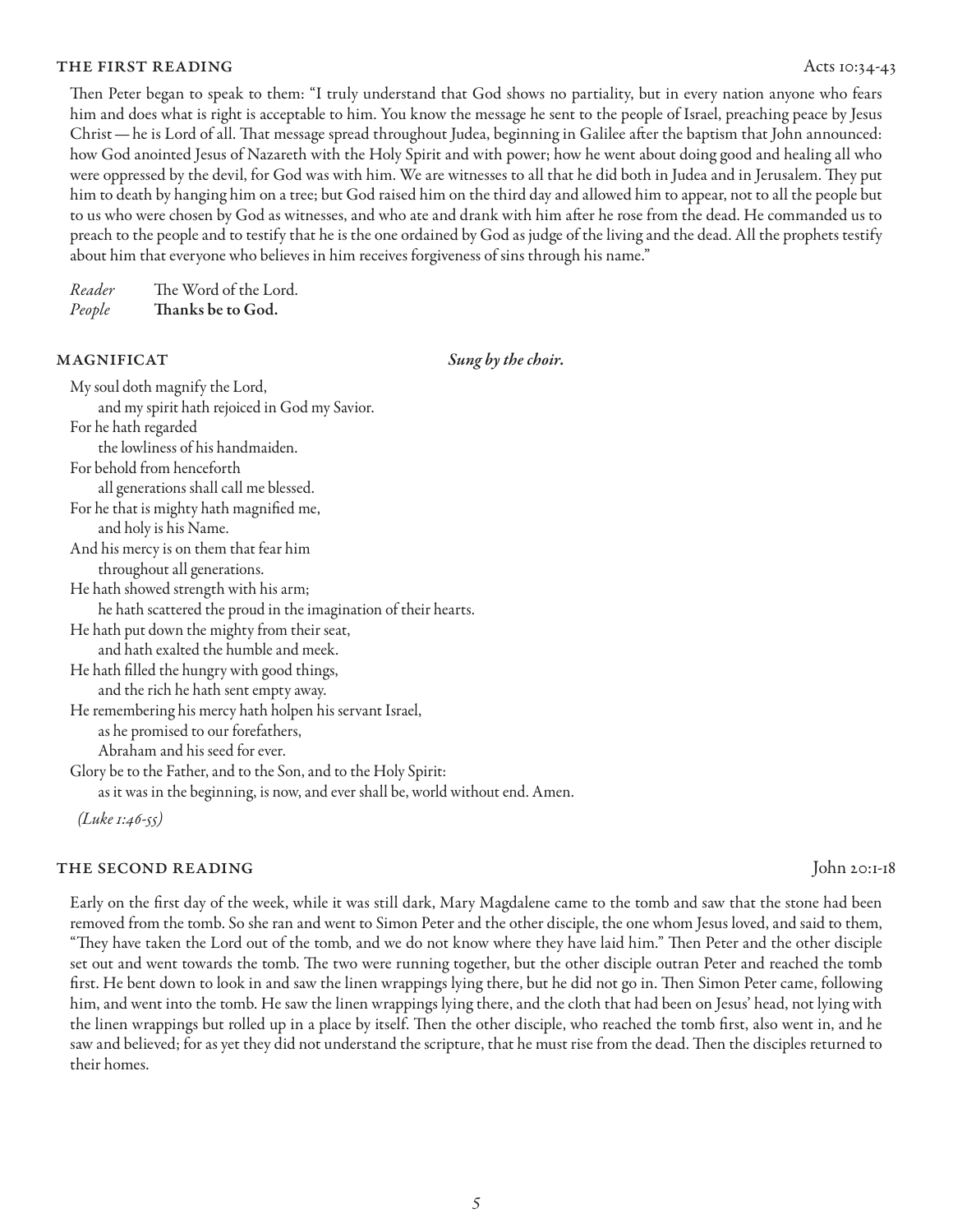## THE FIRST READING

Acts 10:34-43

Then Peter began to speak to them: "I truly understand that God shows no partiality, but in every nation anyone who fears him and does what is right is acceptable to him. You know the message he sent to the people of Israel, preaching peace by Jesus Christ — he is Lord of all. That message spread throughout Judea, beginning in Galilee after the baptism that John announced: how God anointed Jesus of Nazareth with the Holy Spirit and with power; how he went about doing good and healing all who were oppressed by the devil, for God was with him. We are witnesses to all that he did both in Judea and in Jerusalem. They put him to death by hanging him on a tree; but God raised him on the third day and allowed him to appear, not to all the people but to us who were chosen by God as witnesses, and who ate and drank with him after he rose from the dead. He commanded us to preach to the people and to testify that he is the one ordained by God as judge of the living and the dead. All the prophets testify about him that everyone who believes in him receives forgiveness of sins through his name."

*Reader* The Word of the Lord.
*People* **Thanks be to God.**

## MAGNIFICAT

***Sung by the choir.***

My soul doth magnify the Lord,
and my spirit hath rejoiced in God my Savior.
For he hath regarded
the lowliness of his handmaiden.
For behold from henceforth
all generations shall call me blessed.
For he that is mighty hath magnified me,
and holy is his Name.
And his mercy is on them that fear him
throughout all generations.
He hath showed strength with his arm;
he hath scattered the proud in the imagination of their hearts.
He hath put down the mighty from their seat,
and hath exalted the humble and meek.
He hath filled the hungry with good things,
and the rich he hath sent empty away.
He remembering his mercy hath holpen his servant Israel,
as he promised to our forefathers,
Abraham and his seed for ever.
Glory be to the Father, and to the Son, and to the Holy Spirit:
as it was in the beginning, is now, and ever shall be, world without end. Amen.

*(Luke 1:46-55)*

## THE SECOND READING

John 20:1-18

Early on the first day of the week, while it was still dark, Mary Magdalene came to the tomb and saw that the stone had been removed from the tomb. So she ran and went to Simon Peter and the other disciple, the one whom Jesus loved, and said to them, "They have taken the Lord out of the tomb, and we do not know where they have laid him." Then Peter and the other disciple set out and went towards the tomb. The two were running together, but the other disciple outran Peter and reached the tomb first. He bent down to look in and saw the linen wrappings lying there, but he did not go in. Then Simon Peter came, following him, and went into the tomb. He saw the linen wrappings lying there, and the cloth that had been on Jesus' head, not lying with the linen wrappings but rolled up in a place by itself. Then the other disciple, who reached the tomb first, also went in, and he saw and believed; for as yet they did not understand the scripture, that he must rise from the dead. Then the disciples returned to their homes.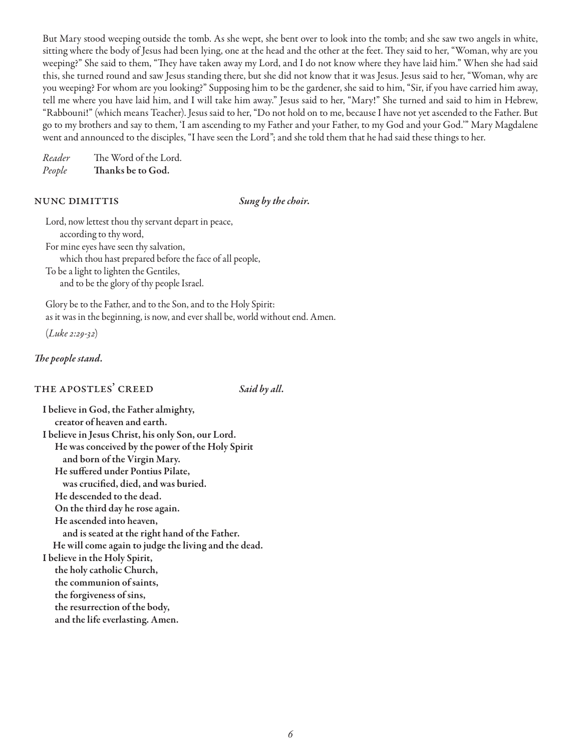But Mary stood weeping outside the tomb. As she wept, she bent over to look into the tomb; and she saw two angels in white, sitting where the body of Jesus had been lying, one at the head and the other at the feet. They said to her, "Woman, why are you weeping?" She said to them, "They have taken away my Lord, and I do not know where they have laid him." When she had said this, she turned round and saw Jesus standing there, but she did not know that it was Jesus. Jesus said to her, "Woman, why are you weeping? For whom are you looking?" Supposing him to be the gardener, she said to him, "Sir, if you have carried him away, tell me where you have laid him, and I will take him away." Jesus said to her, "Mary!" She turned and said to him in Hebrew, "Rabbouni!" (which means Teacher). Jesus said to her, "Do not hold on to me, because I have not yet ascended to the Father. But go to my brothers and say to them, 'I am ascending to my Father and your Father, to my God and your God.'" Mary Magdalene went and announced to the disciples, "I have seen the Lord"; and she told them that he had said these things to her.

*Reader* The Word of the Lord.
*People* **Thanks be to God.**

### NUNC DIMITTIS *Sung by the choir.*

Lord, now lettest thou thy servant depart in peace,
  according to thy word,
For mine eyes have seen thy salvation,
  which thou hast prepared before the face of all people,
To be a light to lighten the Gentiles,
  and to be the glory of thy people Israel.

Glory be to the Father, and to the Son, and to the Holy Spirit:
as it was in the beginning, is now, and ever shall be, world without end. Amen.

(*Luke 2:29-32*)

***The people stand.***

### THE APOSTLES' CREED *Said by all.*

**I believe in God, the Father almighty,**
  **creator of heaven and earth.**
**I believe in Jesus Christ, his only Son, our Lord.**
  **He was conceived by the power of the Holy Spirit**
    **and born of the Virgin Mary.**
  **He suffered under Pontius Pilate,**
    **was crucified, died, and was buried.**
  **He descended to the dead.**
  **On the third day he rose again.**
  **He ascended into heaven,**
    **and is seated at the right hand of the Father.**
  **He will come again to judge the living and the dead.**
**I believe in the Holy Spirit,**
  **the holy catholic Church,**
  **the communion of saints,**
  **the forgiveness of sins,**
  **the resurrection of the body,**
  **and the life everlasting. Amen.**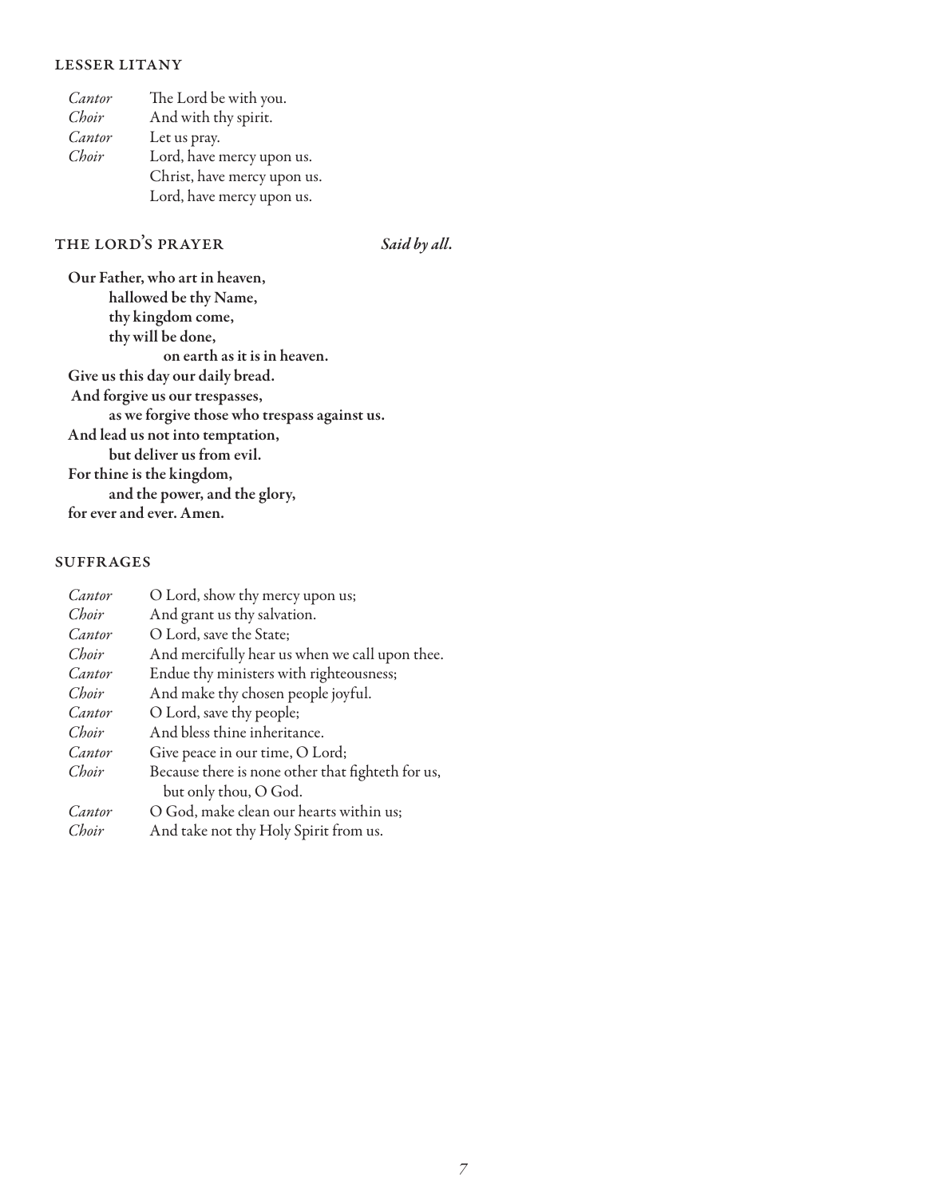## LESSER LITANY

*Cantor* The Lord be with you.
*Choir* And with thy spirit.
*Cantor* Let us pray.
*Choir* Lord, have mercy upon us.
Christ, have mercy upon us.
Lord, have mercy upon us.

## THE LORD'S PRAYER *Said by all.*

**Our Father, who art in heaven,**
**hallowed be thy Name,**
**thy kingdom come,**
**thy will be done,**
**on earth as it is in heaven.**
**Give us this day our daily bread.**
**And forgive us our trespasses,**
**as we forgive those who trespass against us.**
**And lead us not into temptation,**
**but deliver us from evil.**
**For thine is the kingdom,**
**and the power, and the glory,**
**for ever and ever. Amen.**

## SUFFRAGES

*Cantor* O Lord, show thy mercy upon us;
*Choir* And grant us thy salvation.
*Cantor* O Lord, save the State;
*Choir* And mercifully hear us when we call upon thee.
*Cantor* Endue thy ministers with righteousness;
*Choir* And make thy chosen people joyful.
*Cantor* O Lord, save thy people;
*Choir* And bless thine inheritance.
*Cantor* Give peace in our time, O Lord;
*Choir* Because there is none other that fighteth for us,
but only thou, O God.
*Cantor* O God, make clean our hearts within us;
*Choir* And take not thy Holy Spirit from us.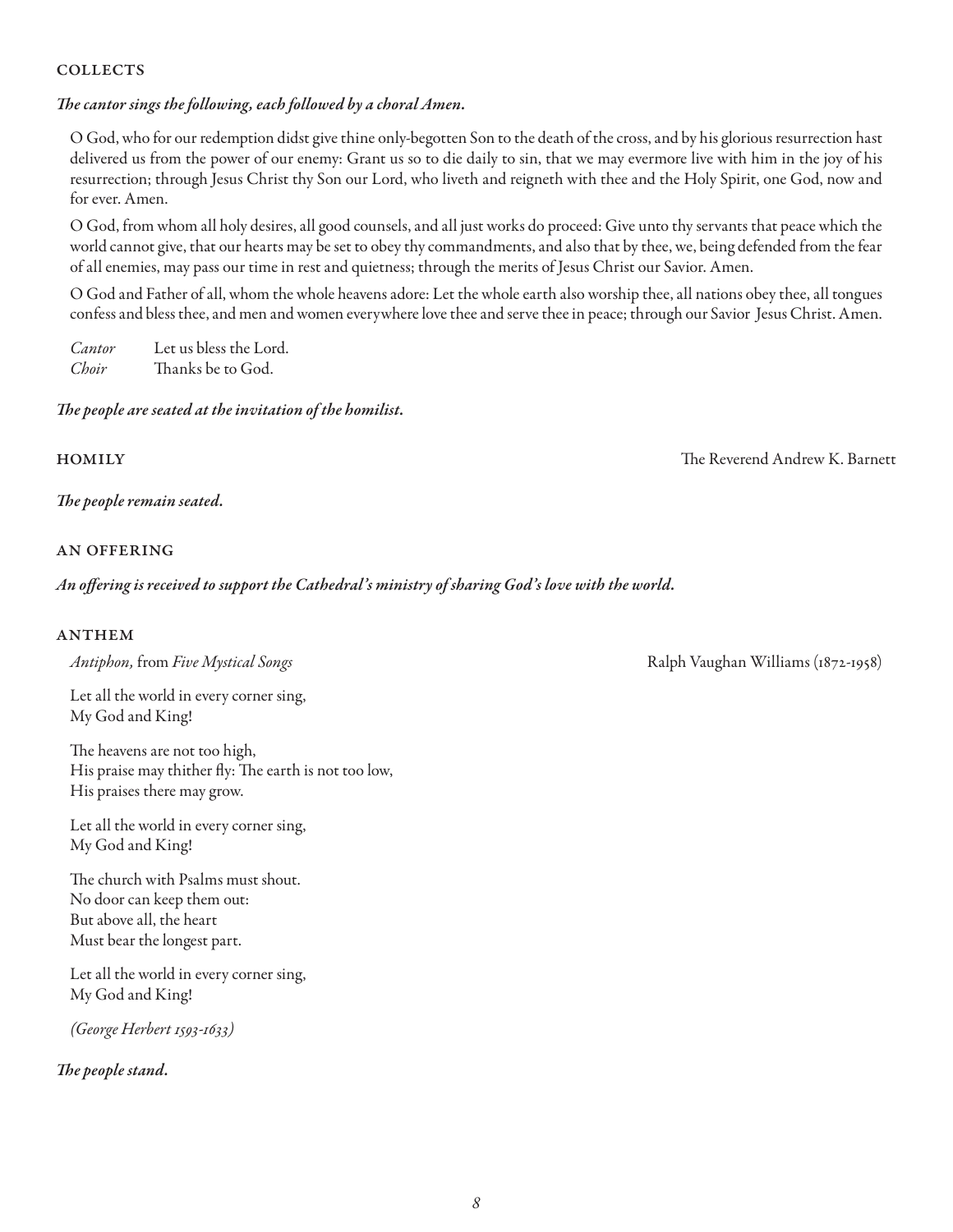## Collects

***The cantor sings the following, each followed by a choral Amen.***

O God, who for our redemption didst give thine only-begotten Son to the death of the cross, and by his glorious resurrection hast delivered us from the power of our enemy: Grant us so to die daily to sin, that we may evermore live with him in the joy of his resurrection; through Jesus Christ thy Son our Lord, who liveth and reigneth with thee and the Holy Spirit, one God, now and for ever. Amen.

O God, from whom all holy desires, all good counsels, and all just works do proceed: Give unto thy servants that peace which the world cannot give, that our hearts may be set to obey thy commandments, and also that by thee, we, being defended from the fear of all enemies, may pass our time in rest and quietness; through the merits of Jesus Christ our Savior. Amen.

O God and Father of all, whom the whole heavens adore: Let the whole earth also worship thee, all nations obey thee, all tongues confess and bless thee, and men and women everywhere love thee and serve thee in peace; through our Savior Jesus Christ. Amen.

*Cantor* Let us bless the Lord.
*Choir* Thanks be to God.

***The people are seated at the invitation of the homilist.***

## Homily

The Reverend Andrew K. Barnett

***The people remain seated.***

## An Offering

***An offering is received to support the Cathedral's ministry of sharing God's love with the world.***

## Anthem

*Antiphon,* from *Five Mystical Songs* — Ralph Vaughan Williams (1872-1958)

Let all the world in every corner sing,
My God and King!

The heavens are not too high,
His praise may thither fly: The earth is not too low,
His praises there may grow.

Let all the world in every corner sing,
My God and King!

The church with Psalms must shout.
No door can keep them out:
But above all, the heart
Must bear the longest part.

Let all the world in every corner sing,
My God and King!

*(George Herbert 1593-1633)*

***The people stand.***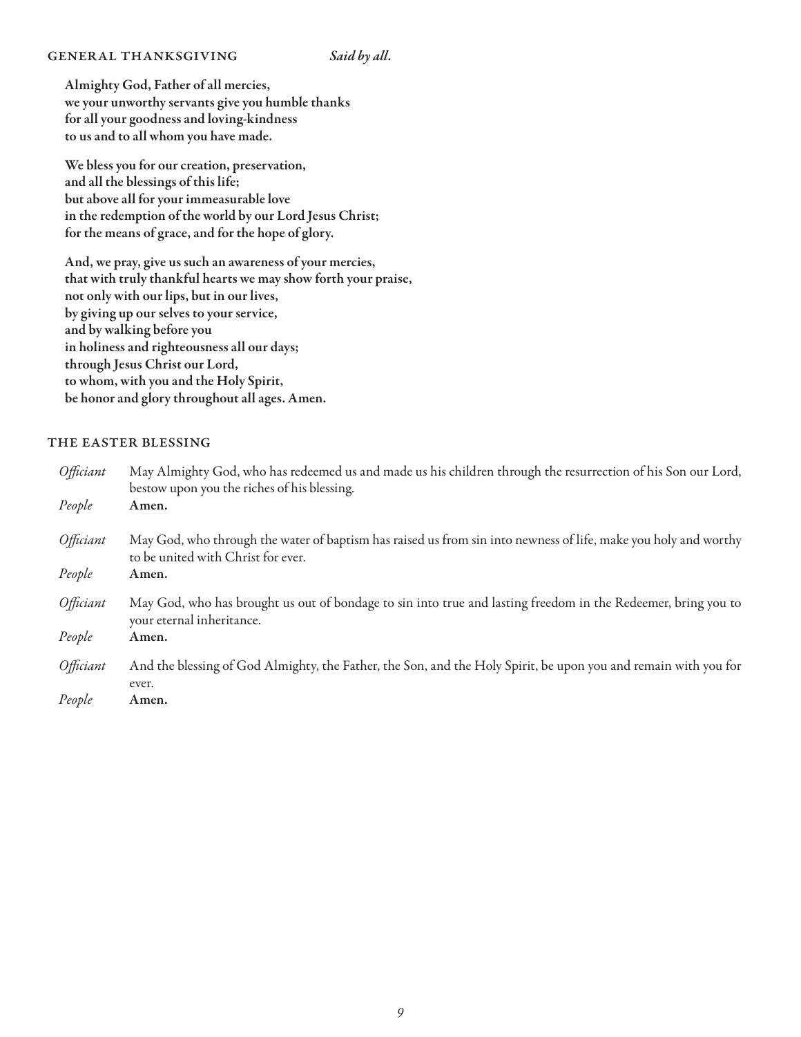### GENERAL THANKSGIVING *Said by all.*

**Almighty God, Father of all mercies,**
**we your unworthy servants give you humble thanks**
**for all your goodness and loving-kindness**
**to us and to all whom you have made.**

**We bless you for our creation, preservation,**
**and all the blessings of this life;**
**but above all for your immeasurable love**
**in the redemption of the world by our Lord Jesus Christ;**
**for the means of grace, and for the hope of glory.**

**And, we pray, give us such an awareness of your mercies,**
**that with truly thankful hearts we may show forth your praise,**
**not only with our lips, but in our lives,**
**by giving up our selves to your service,**
**and by walking before you**
**in holiness and righteousness all our days;**
**through Jesus Christ our Lord,**
**to whom, with you and the Holy Spirit,**
**be honor and glory throughout all ages. Amen.**

### THE EASTER BLESSING

*Officiant* May Almighty God, who has redeemed us and made us his children through the resurrection of his Son our Lord, bestow upon you the riches of his blessing.
*People* **Amen.**

*Officiant* May God, who through the water of baptism has raised us from sin into newness of life, make you holy and worthy to be united with Christ for ever.
*People* **Amen.**

*Officiant* May God, who has brought us out of bondage to sin into true and lasting freedom in the Redeemer, bring you to your eternal inheritance.
*People* **Amen.**

*Officiant* And the blessing of God Almighty, the Father, the Son, and the Holy Spirit, be upon you and remain with you for ever.
*People* **Amen.**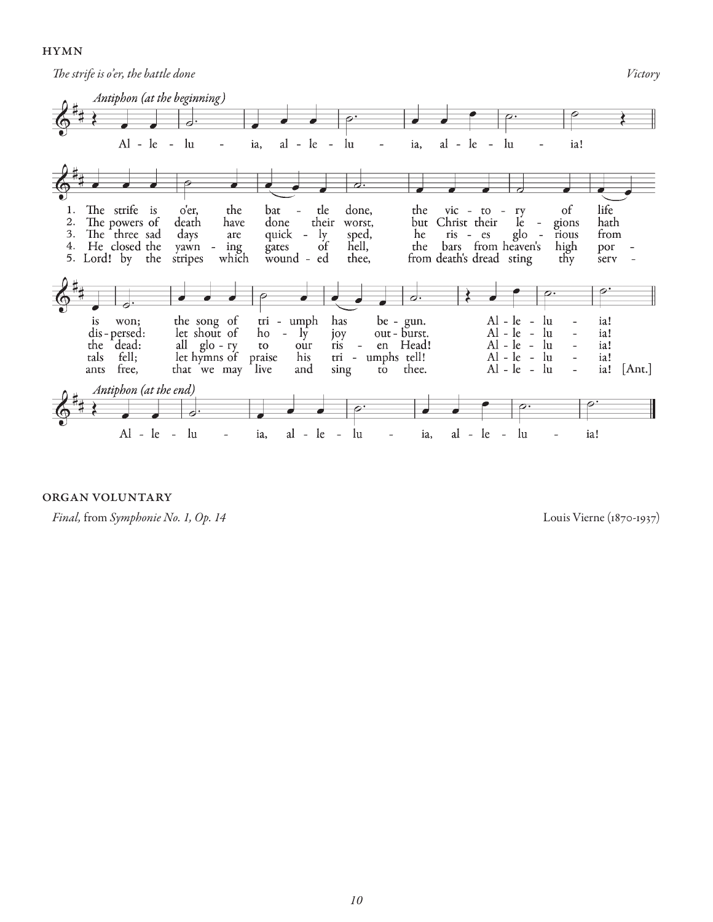## HYMN

*The strife is o'er, the battle done* — *Victory*

*Antiphon (at the beginning)*

Alleluia, alleluia, alleluia!

1. The strife is o'er, the battle done, the victory of life is won; the song of triumph has begun. Alleluia!
2. The powers of death have done their worst, but Christ their legions hath dispersed: let shout of holy joy outburst. Alleluia!
3. The three sad days are quickly sped, he rises glorious from the dead: all glory to our risen Head! Alleluia!
4. He closed the yawning gates of hell, the bars from heaven's high portals fell; let hymns of praise his triumphs tell! Alleluia!
5. Lord! by the stripes which wounded thee, from death's dread sting thy servants free, that we may live and sing to thee. Alleluia! [Ant.]

*Antiphon (at the end)*

Alleluia, alleluia, alleluia!

## ORGAN VOLUNTARY

*Final,* from *Symphonie No. 1, Op. 14* — Louis Vierne (1870-1937)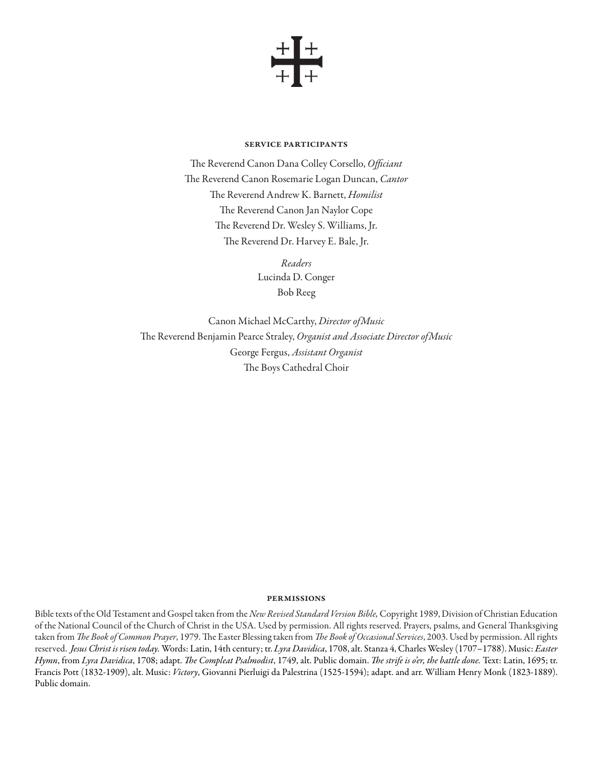## SERVICE PARTICIPANTS

The Reverend Canon Dana Colley Corsello, *Officiant*
The Reverend Canon Rosemarie Logan Duncan, *Cantor*
The Reverend Andrew K. Barnett, *Homilist*
The Reverend Canon Jan Naylor Cope
The Reverend Dr. Wesley S. Williams, Jr.
The Reverend Dr. Harvey E. Bale, Jr.

*Readers*
Lucinda D. Conger
Bob Reeg

Canon Michael McCarthy, *Director of Music*
The Reverend Benjamin Pearce Straley, *Organist and Associate Director of Music*
George Fergus, *Assistant Organist*
The Boys Cathedral Choir

## PERMISSIONS

Bible texts of the Old Testament and Gospel taken from the *New Revised Standard Version Bible,* Copyright 1989, Division of Christian Education of the National Council of the Church of Christ in the USA. Used by permission. All rights reserved. Prayers, psalms, and General Thanksgiving taken from *The Book of Common Prayer*, 1979. The Easter Blessing taken from *The Book of Occasional Services*, 2003. Used by permission. All rights reserved. *Jesus Christ is risen today.* Words: Latin, 14th century; tr. *Lyra Davidica*, 1708, alt. Stanza 4, Charles Wesley (1707–1788). Music: *Easter Hymn*, from *Lyra Davidica*, 1708; adapt. *The Compleat Psalmodist*, 1749, alt. Public domain. *The strife is o'er, the battle done.* Text: Latin, 1695; tr. Francis Pott (1832-1909), alt. Music: *Victory*, Giovanni Pierluigi da Palestrina (1525-1594); adapt. and arr. William Henry Monk (1823-1889). Public domain.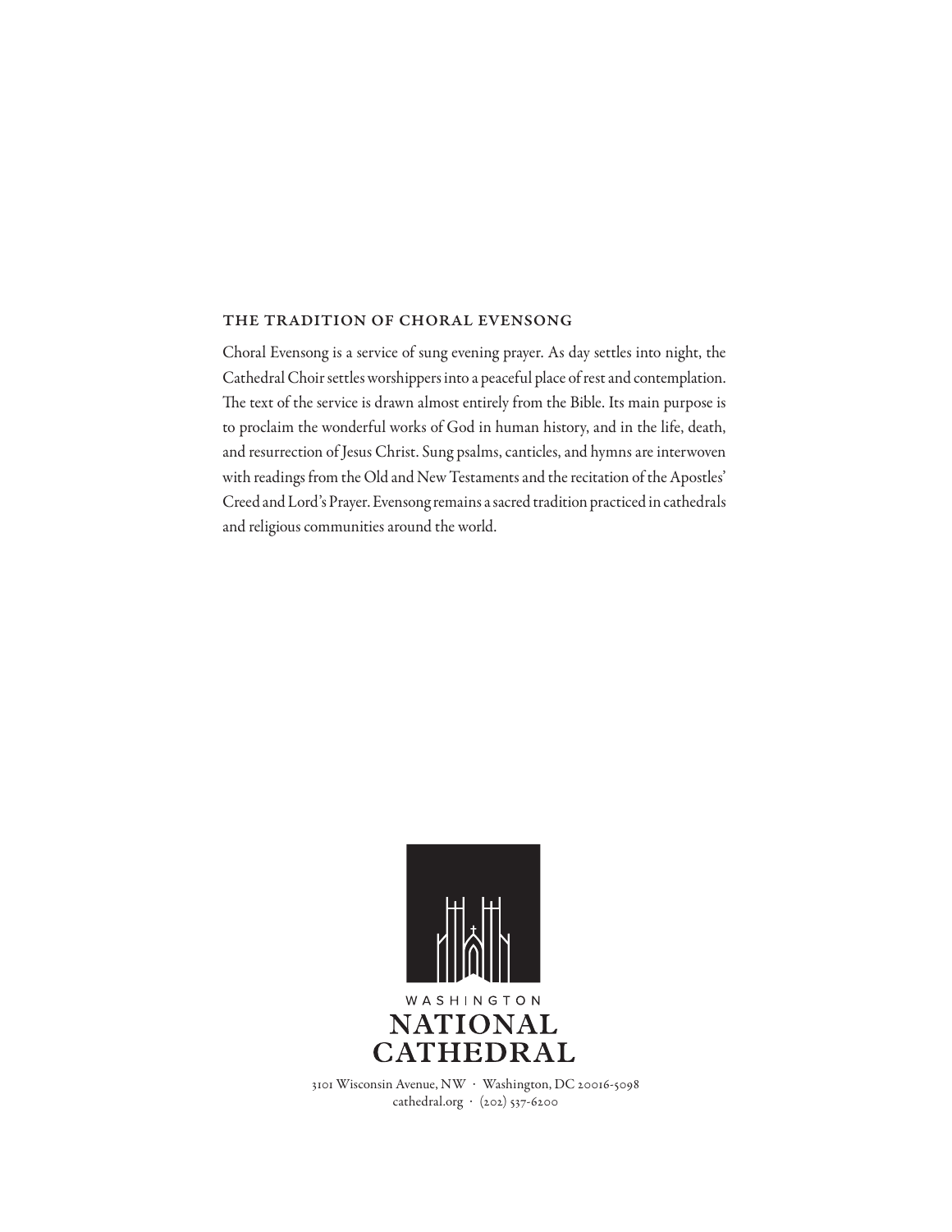## THE TRADITION OF CHORAL EVENSONG

Choral Evensong is a service of sung evening prayer. As day settles into night, the Cathedral Choir settles worshippers into a peaceful place of rest and contemplation. The text of the service is drawn almost entirely from the Bible. Its main purpose is to proclaim the wonderful works of God in human history, and in the life, death, and resurrection of Jesus Christ. Sung psalms, canticles, and hymns are interwoven with readings from the Old and New Testaments and the recitation of the Apostles' Creed and Lord's Prayer. Evensong remains a sacred tradition practiced in cathedrals and religious communities around the world.

WASHINGTON
NATIONAL
CATHEDRAL

3101 Wisconsin Avenue, NW · Washington, DC 20016-5098
cathedral.org · (202) 537-6200